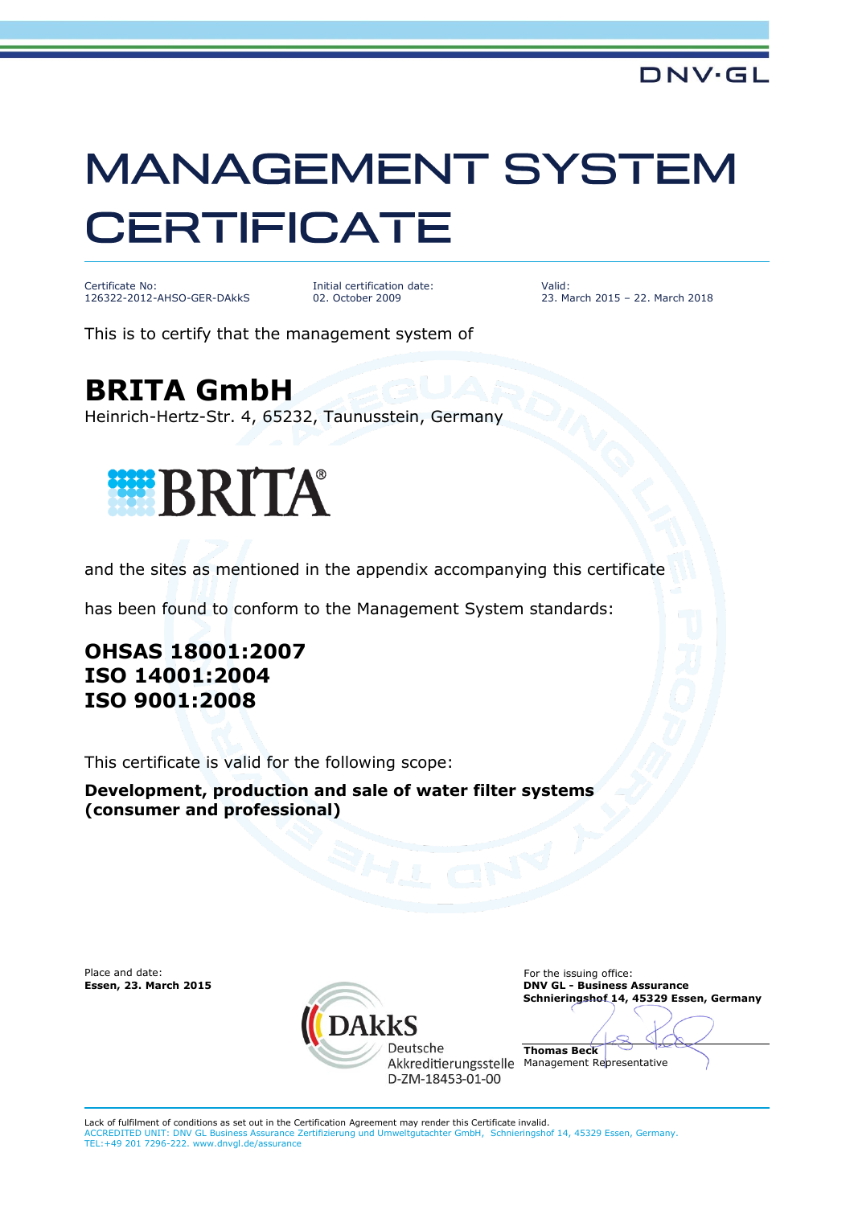DNV·GL

# MANAGEMENT SYSTEM CERTIFICATE

| Certificate No: | Initial certification date: | Valid: |
|---|---|---|
| 126322-2012-AHSO-GER-DAkkS | 02. October 2009 | 23. March 2015 – 22. March 2018 |

This is to certify that the management system of

## BRITA GmbH

Heinrich-Hertz-Str. 4, 65232, Taunusstein, Germany

BRITA®

and the sites as mentioned in the appendix accompanying this certificate

has been found to conform to the Management System standards:

### OHSAS 18001:2007
### ISO 14001:2004
### ISO 9001:2008

This certificate is valid for the following scope:

**Development, production and sale of water filter systems (consumer and professional)**

Place and date:
**Essen, 23. March 2015**

DAkkS
Deutsche Akkreditierungsstelle
D-ZM-18453-01-00

For the issuing office:
**DNV GL - Business Assurance**
**Schnieringshof 14, 45329 Essen, Germany**

**Thomas Beck**
Management Representative

Lack of fulfilment of conditions as set out in the Certification Agreement may render this Certificate invalid.
ACCREDITED UNIT: DNV GL Business Assurance Zertifizierung und Umweltgutachter GmbH, Schnieringshof 14, 45329 Essen, Germany.
TEL:+49 201 7296-222. www.dnvgl.de/assurance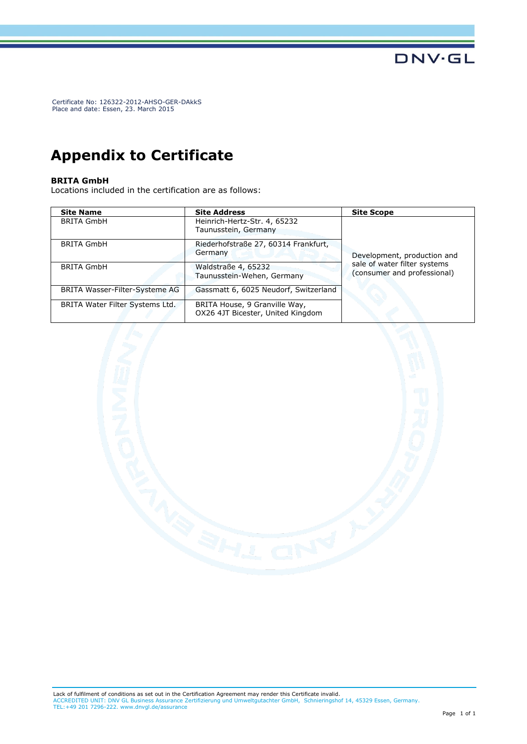DNV·GL

Certificate No: 126322-2012-AHSO-GER-DAkkS
Place and date: Essen, 23. March 2015

# Appendix to Certificate

**BRITA GmbH**
Locations included in the certification are as follows:

| Site Name | Site Address | Site Scope |
| --- | --- | --- |
| BRITA GmbH | Heinrich-Hertz-Str. 4, 65232 Taunusstein, Germany | Development, production and sale of water filter systems (consumer and professional) |
| BRITA GmbH | Riederhofstraße 27, 60314 Frankfurt, Germany | |
| BRITA GmbH | Waldstraße 4, 65232 Taunusstein-Wehen, Germany | |
| BRITA Wasser-Filter-Systeme AG | Gassmatt 6, 6025 Neudorf, Switzerland | |
| BRITA Water Filter Systems Ltd. | BRITA House, 9 Granville Way, OX26 4JT Bicester, United Kingdom | |

Lack of fulfilment of conditions as set out in the Certification Agreement may render this Certificate invalid.
ACCREDITED UNIT: DNV GL Business Assurance Zertifizierung und Umweltgutachter GmbH, Schnieringshof 14, 45329 Essen, Germany.
TEL:+49 201 7296-222. www.dnvgl.de/assurance